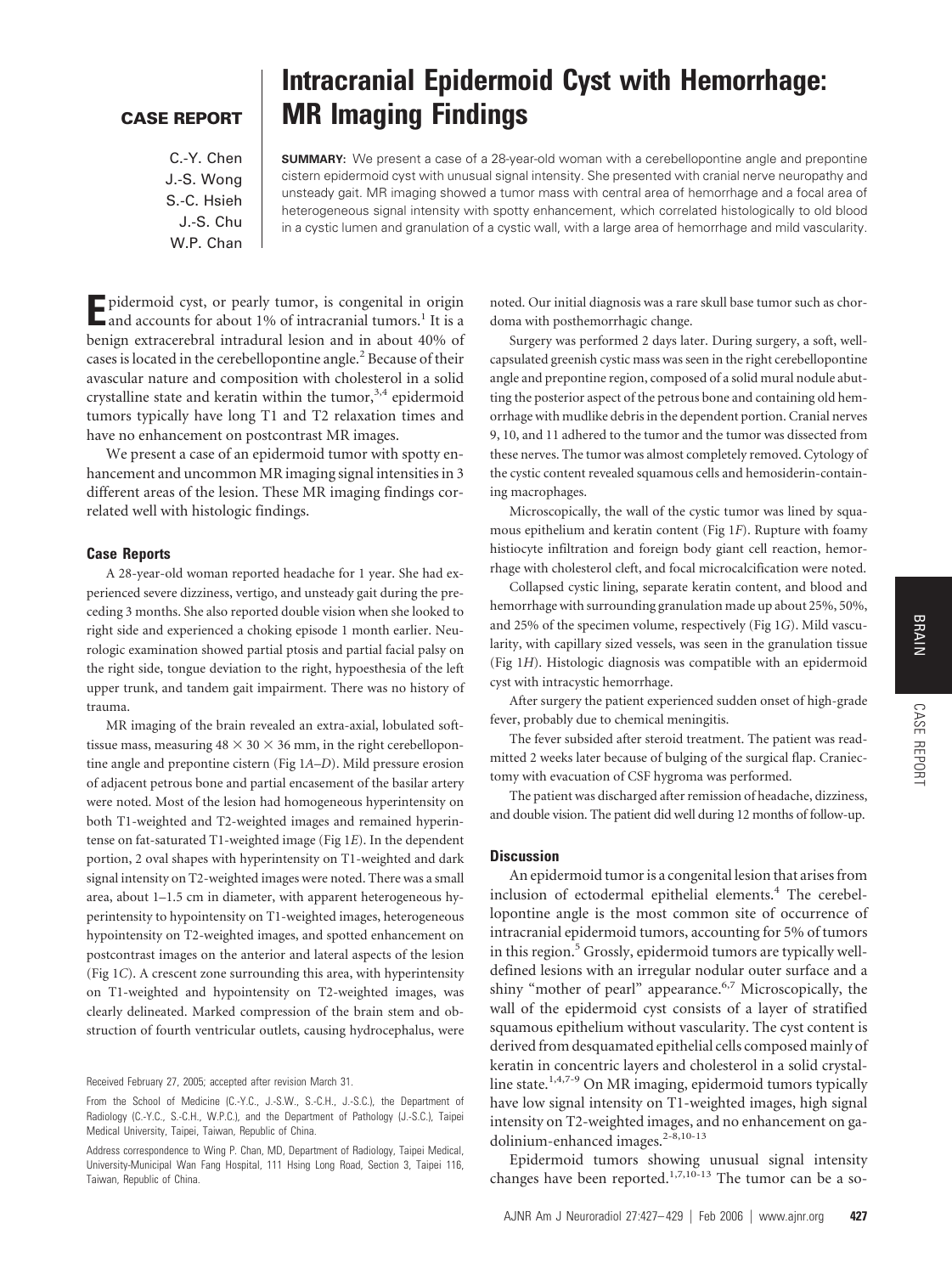**CASE REPORT**

# Intracranial Epidermoid Cyst with Hemorrhage: MR Imaging Findings

C.-Y. Chen
J.-S. Wong
S.-C. Hsieh
J.-S. Chu
W.P. Chan

**SUMMARY:** We present a case of a 28-year-old woman with a cerebellopontine angle and prepontine cistern epidermoid cyst with unusual signal intensity. She presented with cranial nerve neuropathy and unsteady gait. MR imaging showed a tumor mass with central area of hemorrhage and a focal area of heterogeneous signal intensity with spotty enhancement, which correlated histologically to old blood in a cystic lumen and granulation of a cystic wall, with a large area of hemorrhage and mild vascularity.

Epidermoid cyst, or pearly tumor, is congenital in origin and accounts for about 1% of intracranial tumors.[1] It is a benign extracerebral intradural lesion and in about 40% of cases is located in the cerebellopontine angle.[2] Because of their avascular nature and composition with cholesterol in a solid crystalline state and keratin within the tumor,[3,4] epidermoid tumors typically have long T1 and T2 relaxation times and have no enhancement on postcontrast MR images.

We present a case of an epidermoid tumor with spotty enhancement and uncommon MR imaging signal intensities in 3 different areas of the lesion. These MR imaging findings correlated well with histologic findings.

### Case Reports

A 28-year-old woman reported headache for 1 year. She had experienced severe dizziness, vertigo, and unsteady gait during the preceding 3 months. She also reported double vision when she looked to right side and experienced a choking episode 1 month earlier. Neurologic examination showed partial ptosis and partial facial palsy on the right side, tongue deviation to the right, hypoesthesia of the left upper trunk, and tandem gait impairment. There was no history of trauma.

MR imaging of the brain revealed an extra-axial, lobulated soft-tissue mass, measuring 48 × 30 × 36 mm, in the right cerebellopontine angle and prepontine cistern (Fig 1*A*–*D*). Mild pressure erosion of adjacent petrous bone and partial encasement of the basilar artery were noted. Most of the lesion had homogeneous hyperintensity on both T1-weighted and T2-weighted images and remained hyperintense on fat-saturated T1-weighted image (Fig 1*E*). In the dependent portion, 2 oval shapes with hyperintensity on T1-weighted and dark signal intensity on T2-weighted images were noted. There was a small area, about 1–1.5 cm in diameter, with apparent heterogeneous hyperintensity to hypointensity on T1-weighted images, heterogeneous hypointensity on T2-weighted images, and spotted enhancement on postcontrast images on the anterior and lateral aspects of the lesion (Fig 1*C*). A crescent zone surrounding this area, with hyperintensity on T1-weighted and hypointensity on T2-weighted images, was clearly delineated. Marked compression of the brain stem and obstruction of fourth ventricular outlets, causing hydrocephalus, were noted. Our initial diagnosis was a rare skull base tumor such as chordoma with posthemorrhagic change.

Surgery was performed 2 days later. During surgery, a soft, well-capsulated greenish cystic mass was seen in the right cerebellopontine angle and prepontine region, composed of a solid mural nodule abutting the posterior aspect of the petrous bone and containing old hemorrhage with mudlike debris in the dependent portion. Cranial nerves 9, 10, and 11 adhered to the tumor and the tumor was dissected from these nerves. The tumor was almost completely removed. Cytology of the cystic content revealed squamous cells and hemosiderin-containing macrophages.

Microscopically, the wall of the cystic tumor was lined by squamous epithelium and keratin content (Fig 1*F*). Rupture with foamy histiocyte infiltration and foreign body giant cell reaction, hemorrhage with cholesterol cleft, and focal microcalcification were noted.

Collapsed cystic lining, separate keratin content, and blood and hemorrhage with surrounding granulation made up about 25%, 50%, and 25% of the specimen volume, respectively (Fig 1*G*). Mild vascularity, with capillary sized vessels, was seen in the granulation tissue (Fig 1*H*). Histologic diagnosis was compatible with an epidermoid cyst with intracystic hemorrhage.

After surgery the patient experienced sudden onset of high-grade fever, probably due to chemical meningitis.

The fever subsided after steroid treatment. The patient was readmitted 2 weeks later because of bulging of the surgical flap. Craniectomy with evacuation of CSF hygroma was performed.

The patient was discharged after remission of headache, dizziness, and double vision. The patient did well during 12 months of follow-up.

### Discussion

An epidermoid tumor is a congenital lesion that arises from inclusion of ectodermal epithelial elements.[4] The cerebellopontine angle is the most common site of occurrence of intracranial epidermoid tumors, accounting for 5% of tumors in this region.[5] Grossly, epidermoid tumors are typically well-defined lesions with an irregular nodular outer surface and a shiny "mother of pearl" appearance.[6,7] Microscopically, the wall of the epidermoid cyst consists of a layer of stratified squamous epithelium without vascularity. The cyst content is derived from desquamated epithelial cells composed mainly of keratin in concentric layers and cholesterol in a solid crystalline state.[1,4,7-9] On MR imaging, epidermoid tumors typically have low signal intensity on T1-weighted images, high signal intensity on T2-weighted images, and no enhancement on gadolinium-enhanced images.[2-8,10-13]

Epidermoid tumors showing unusual signal intensity changes have been reported.[1,7,10-13] The tumor can be a so-

Received February 27, 2005; accepted after revision March 31.

From the School of Medicine (C.-Y.C., J.-S.W., S.-C.H., J.-S.C.), the Department of Radiology (C.-Y.C., S.-C.H., W.P.C.), and the Department of Pathology (J.-S.C.), Taipei Medical University, Taipei, Taiwan, Republic of China.

Address correspondence to Wing P. Chan, MD, Department of Radiology, Taipei Medical, University-Municipal Wan Fang Hospital, 111 Hsing Long Road, Section 3, Taipei 116, Taiwan, Republic of China.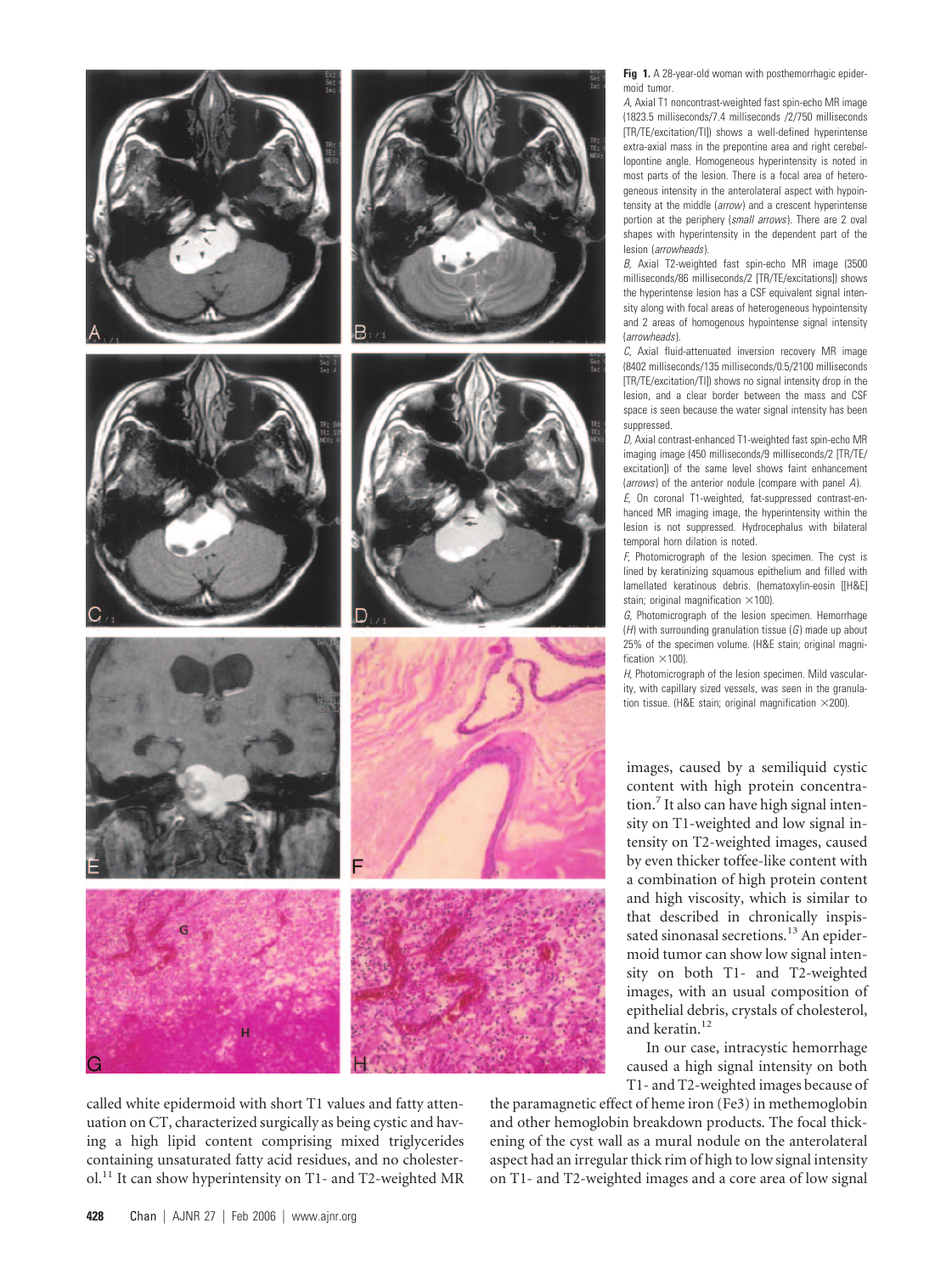**Fig 1.** A 28-year-old woman with posthemorrhagic epidermoid tumor.

*A*, Axial T1 noncontrast-weighted fast spin-echo MR image (1823.5 milliseconds/7.4 milliseconds /2/750 milliseconds [TR/TE/excitation/TI]) shows a well-defined hyperintense extra-axial mass in the prepontine area and right cerebellopontine angle. Homogeneous hyperintensity is noted in most parts of the lesion. There is a focal area of heterogeneous intensity in the anterolateral aspect with hypointensity at the middle (*arrow*) and a crescent hyperintense portion at the periphery (*small arrows*). There are 2 oval shapes with hyperintensity in the dependent part of the lesion (*arrowheads*).

*B*, Axial T2-weighted fast spin-echo MR image (3500 milliseconds/86 milliseconds/2 [TR/TE/excitations]) shows the hyperintense lesion has a CSF equivalent signal intensity along with focal areas of heterogeneous hypointensity and 2 areas of homogenous hypointense signal intensity (*arrowheads*).

*C*, Axial fluid-attenuated inversion recovery MR image (8402 milliseconds/135 milliseconds/0.5/2100 milliseconds [TR/TE/excitation/TI]) shows no signal intensity drop in the lesion, and a clear border between the mass and CSF space is seen because the water signal intensity has been suppressed.

*D*, Axial contrast-enhanced T1-weighted fast spin-echo MR imaging image (450 milliseconds/9 milliseconds/2 [TR/TE/excitation]) of the same level shows faint enhancement (*arrows*) of the anterior nodule (compare with panel *A*).

*E*, On coronal T1-weighted, fat-suppressed contrast-enhanced MR imaging image, the hyperintensity within the lesion is not suppressed. Hydrocephalus with bilateral temporal horn dilation is noted.

*F*, Photomicrograph of the lesion specimen. The cyst is lined by keratinizing squamous epithelium and filled with lamellated keratinous debris. (hematoxylin-eosin [[H&E] stain; original magnification ×100).

*G*, Photomicrograph of the lesion specimen. Hemorrhage (*H*) with surrounding granulation tissue (*G*) made up about 25% of the specimen volume. (H&E stain; original magnification ×100).

*H*, Photomicrograph of the lesion specimen. Mild vascularity, with capillary sized vessels, was seen in the granulation tissue. (H&E stain; original magnification ×200).

called white epidermoid with short T1 values and fatty attenuation on CT, characterized surgically as being cystic and having a high lipid content comprising mixed triglycerides containing unsaturated fatty acid residues, and no cholesterol.[11] It can show hyperintensity on T1- and T2-weighted MR images, caused by a semiliquid cystic content with high protein concentration.[7] It also can have high signal intensity on T1-weighted and low signal intensity on T2-weighted images, caused by even thicker toffee-like content with a combination of high protein content and high viscosity, which is similar to that described in chronically inspissated sinonasal secretions.[13] An epidermoid tumor can show low signal intensity on both T1- and T2-weighted images, with an usual composition of epithelial debris, crystals of cholesterol, and keratin.[12]

In our case, intracystic hemorrhage caused a high signal intensity on both T1- and T2-weighted images because of the paramagnetic effect of heme iron (Fe3) in methemoglobin and other hemoglobin breakdown products. The focal thickening of the cyst wall as a mural nodule on the anterolateral aspect had an irregular thick rim of high to low signal intensity on T1- and T2-weighted images and a core area of low signal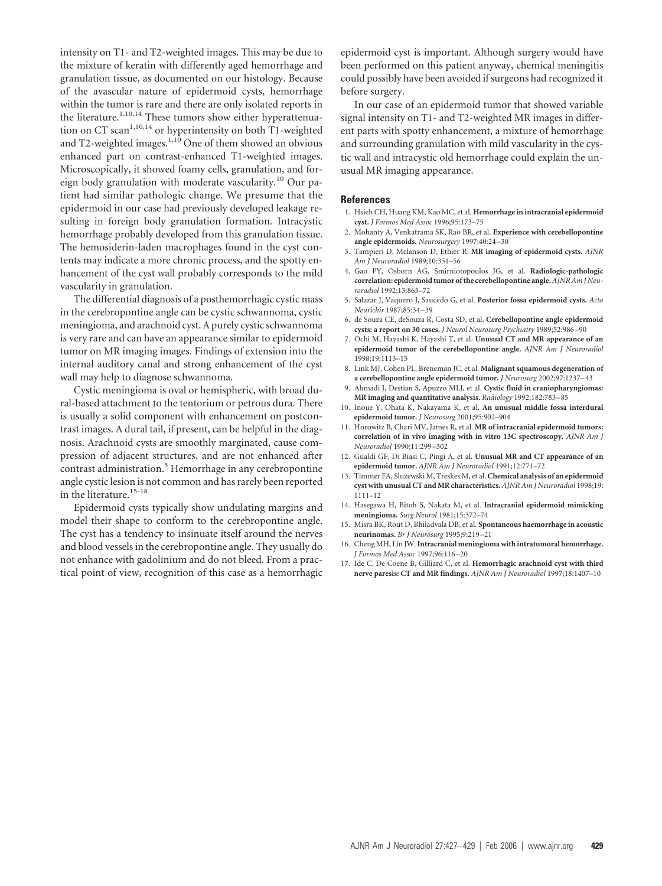intensity on T1- and T2-weighted images. This may be due to the mixture of keratin with differently aged hemorrhage and granulation tissue, as documented on our histology. Because of the avascular nature of epidermoid cysts, hemorrhage within the tumor is rare and there are only isolated reports in the literature.[1,10,14] These tumors show either hyperattenuation on CT scan[1,10,14] or hyperintensity on both T1-weighted and T2-weighted images.[1,10] One of them showed an obvious enhanced part on contrast-enhanced T1-weighted images. Microscopically, it showed foamy cells, granulation, and foreign body granulation with moderate vascularity.[10] Our patient had similar pathologic change. We presume that the epidermoid in our case had previously developed leakage resulting in foreign body granulation formation. Intracystic hemorrhage probably developed from this granulation tissue. The hemosiderin-laden macrophages found in the cyst contents may indicate a more chronic process, and the spotty enhancement of the cyst wall probably corresponds to the mild vascularity in granulation.

The differential diagnosis of a posthemorrhagic cystic mass in the cerebropontine angle can be cystic schwannoma, cystic meningioma, and arachnoid cyst. A purely cystic schwannoma is very rare and can have an appearance similar to epidermoid tumor on MR imaging images. Findings of extension into the internal auditory canal and strong enhancement of the cyst wall may help to diagnose schwannoma.

Cystic meningioma is oval or hemispheric, with broad dural-based attachment to the tentorium or petrous dura. There is usually a solid component with enhancement on postcontrast images. A dural tail, if present, can be helpful in the diagnosis. Arachnoid cysts are smoothly marginated, cause compression of adjacent structures, and are not enhanced after contrast administration.[5] Hemorrhage in any cerebropontine angle cystic lesion is not common and has rarely been reported in the literature.[15-18]

Epidermoid cysts typically show undulating margins and model their shape to conform to the cerebropontine angle. The cyst has a tendency to insinuate itself around the nerves and blood vessels in the cerebropontine angle. They usually do not enhance with gadolinium and do not bleed. From a practical point of view, recognition of this case as a hemorrhagic epidermoid cyst is important. Although surgery would have been performed on this patient anyway, chemical meningitis could possibly have been avoided if surgeons had recognized it before surgery.

In our case of an epidermoid tumor that showed variable signal intensity on T1- and T2-weighted MR images in different parts with spotty enhancement, a mixture of hemorrhage and surrounding granulation with mild vascularity in the cystic wall and intracystic old hemorrhage could explain the unusual MR imaging appearance.

## References

1. Hsieh CH, Huang KM, Kao MC, et al. **Hemorrhage in intracranial epidermoid cyst.** *J Formos Med Assoc* 1996;95:173–75
2. Mohanty A, Venkatrama SK, Rao BR, et al. **Experience with cerebellopontine angle epidermoids.** *Neurosurgery* 1997;40:24–30
3. Tampieri D, Melanson D, Ethier R. **MR imaging of epidermoid cysts.** *AJNR Am J Neuroradiol* 1989;10:351–56
4. Gao PY, Osborn AG, Smirniotopoulos JG, et al. **Radiologic-pathologic correlation: epidermoid tumor of the cerebellopontine angle.** *AJNR Am J Neuroradiol* 1992;13:865–72
5. Salazar J, Vaquero J, Saucedo G, et al. **Posterior fossa epidermoid cysts.** *Acta Neurichir* 1987;85:34–39
6. de Souza CE, deSouza R, Costa SD, et al. **Cerebellopontine angle epidermoid cysts: a report on 30 cases.** *J Neurol Neurosurg Psychiatry* 1989;52:986–90
7. Ochi M, Hayashi K, Hayashi T, et al. **Unusual CT and MR appearance of an epidermoid tumor of the cerebellopontine angle.** *AJNR Am J Neuroradiol* 1998;19:1113–15
8. Link MJ, Cohen PL, Breneman JC, et al. **Malignant squamous degeneration of a cerebellopontine angle epidermoid tumor.** *J Neurosurg* 2002;97:1237–43
9. Ahmadi J, Destian S, Apuzzo MLJ, et al. **Cystic fluid in craniopharyngiomas: MR imaging and quantitative analysis.** *Radiology* 1992;182:783–85
10. Inoue Y, Ohata K, Nakayama K, et al. **An unusual middle fossa interdural epidermoid tumor.** *J Neurosurg* 2001;95:902–904
11. Horowitz B, Chari MV, James R, et al. **MR of intracranial epidermoid tumors: correlation of in vivo imaging with in vitro 13C spectroscopy.** *AJNR Am J Neuroradiol* 1990;11:299–302
12. Gualdi GF, Di Biasi C, Pingi A, et al. **Unusual MR and CT appearance of an epidermoid tumor.** *AJNR Am J Neuroradiol* 1991;12:771–72
13. Timmer FA, Sluzewski M, Treskes M, et al. **Chemical analysis of an epidermoid cyst with unusual CT and MR characteristics.** *AJNR Am J Neuroradiol* 1998;19:1111–12
14. Hasegawa H, Bitoh S, Nakata M, et al. **Intracranial epidermoid mimicking meningioma.** *Surg Neurol* 1981;15:372–74
15. Misra BK, Rout D, Bhiladvala DB, et al. **Spontaneous haemorrhage in acoustic neurinomas.** *Br J Neurosurg* 1995;9:219–21
16. Cheng MH, Lin JW. **Intracranial meningioma with intratumoral hemorrhage.** *J Formos Med Assoc* 1997;96:116–20
17. Ide C, De Coene B, Gilliard C, et al. **Hemorrhagic arachnoid cyst with third nerve paresis: CT and MR findings.** *AJNR Am J Neuroradiol* 1997;18:1407–10